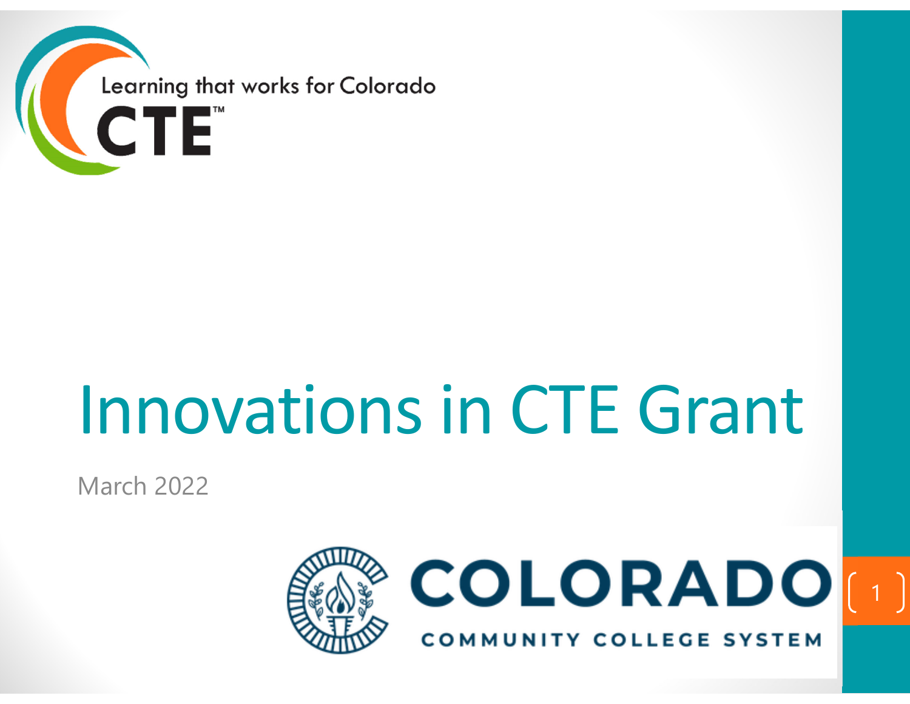Learning that works for Colorado

CTE™

# Innovations in CTE Grant

March 2022

COLORADO

COMMUNITY COLLEGE SYSTEM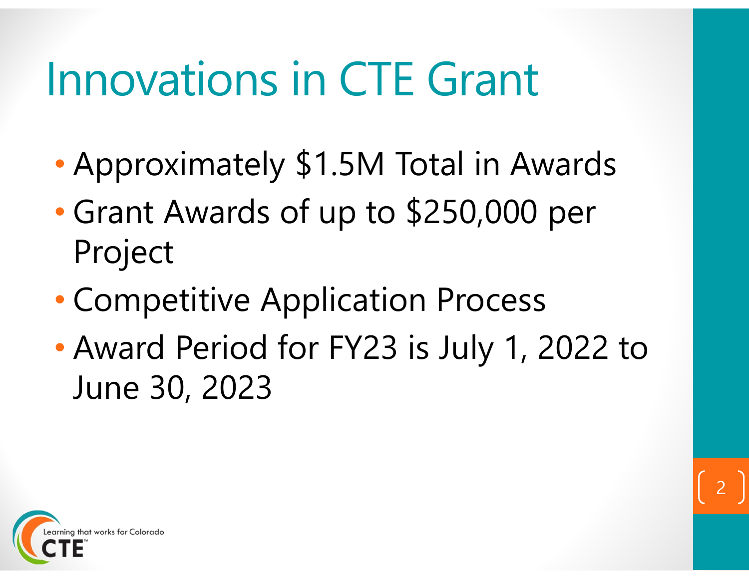# Innovations in CTE Grant

- Approximately $1.5M Total in Awards
- Grant Awards of up to $250,000 per Project
- Competitive Application Process
- Award Period for FY23 is July 1, 2022 to June 30, 2023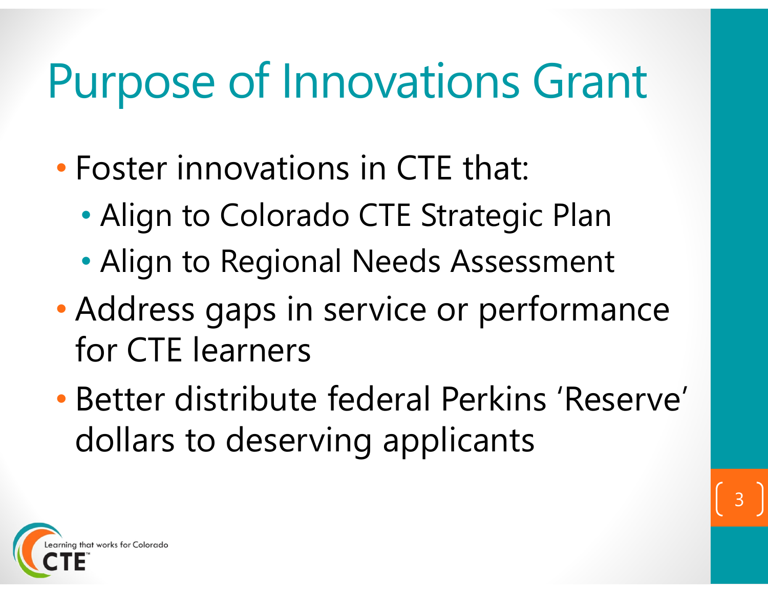# Purpose of Innovations Grant

- Foster innovations in CTE that:
  - Align to Colorado CTE Strategic Plan
  - Align to Regional Needs Assessment
- Address gaps in service or performance for CTE learners
- Better distribute federal Perkins 'Reserve' dollars to deserving applicants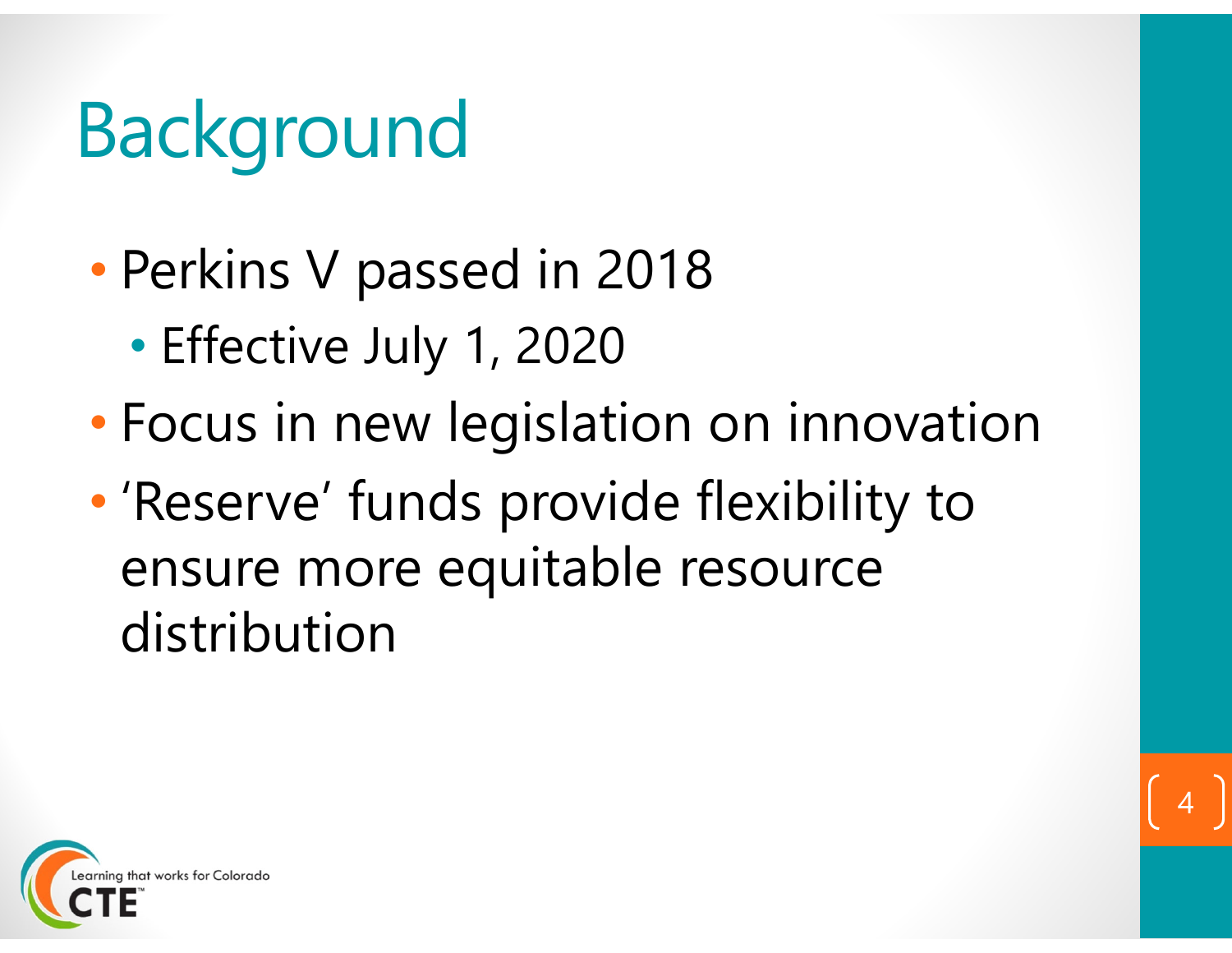# Background

- Perkins V passed in 2018
  - Effective July 1, 2020
- Focus in new legislation on innovation
- 'Reserve' funds provide flexibility to ensure more equitable resource distribution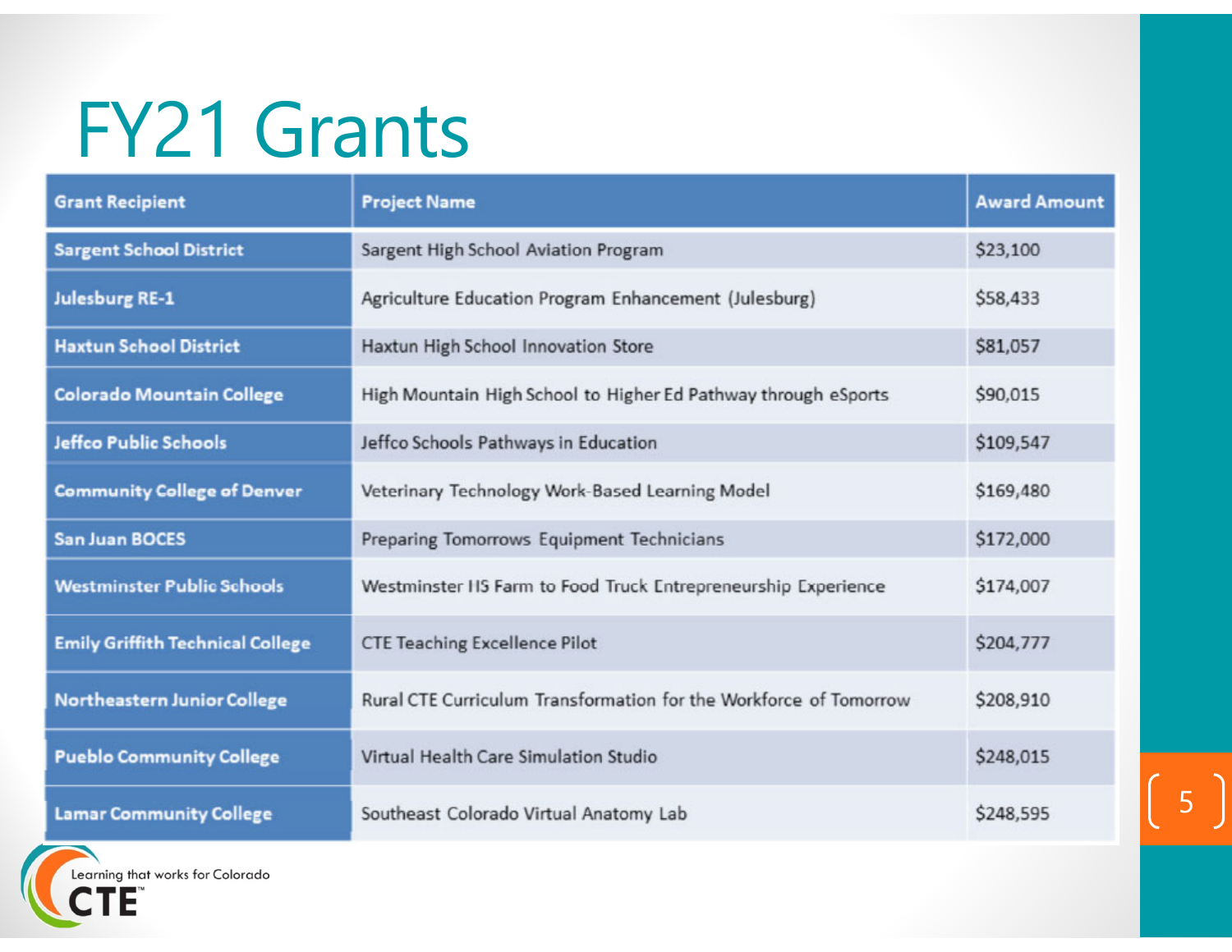# FY21 Grants

| Grant Recipient | Project Name | Award Amount |
|---|---|---|
| Sargent School District | Sargent High School Aviation Program | $23,100 |
| Julesburg RE-1 | Agriculture Education Program Enhancement (Julesburg) | $58,433 |
| Haxtun School District | Haxtun High School Innovation Store | $81,057 |
| Colorado Mountain College | High Mountain High School to Higher Ed Pathway through eSports | $90,015 |
| Jeffco Public Schools | Jeffco Schools Pathways in Education | $109,547 |
| Community College of Denver | Veterinary Technology Work-Based Learning Model | $169,480 |
| San Juan BOCES | Preparing Tomorrows Equipment Technicians | $172,000 |
| Westminster Public Schools | Westminster HS Farm to Food Truck Entrepreneurship Experience | $174,007 |
| Emily Griffith Technical College | CTE Teaching Excellence Pilot | $204,777 |
| Northeastern Junior College | Rural CTE Curriculum Transformation for the Workforce of Tomorrow | $208,910 |
| Pueblo Community College | Virtual Health Care Simulation Studio | $248,015 |
| Lamar Community College | Southeast Colorado Virtual Anatomy Lab | $248,595 |

Learning that works for Colorado
CTE™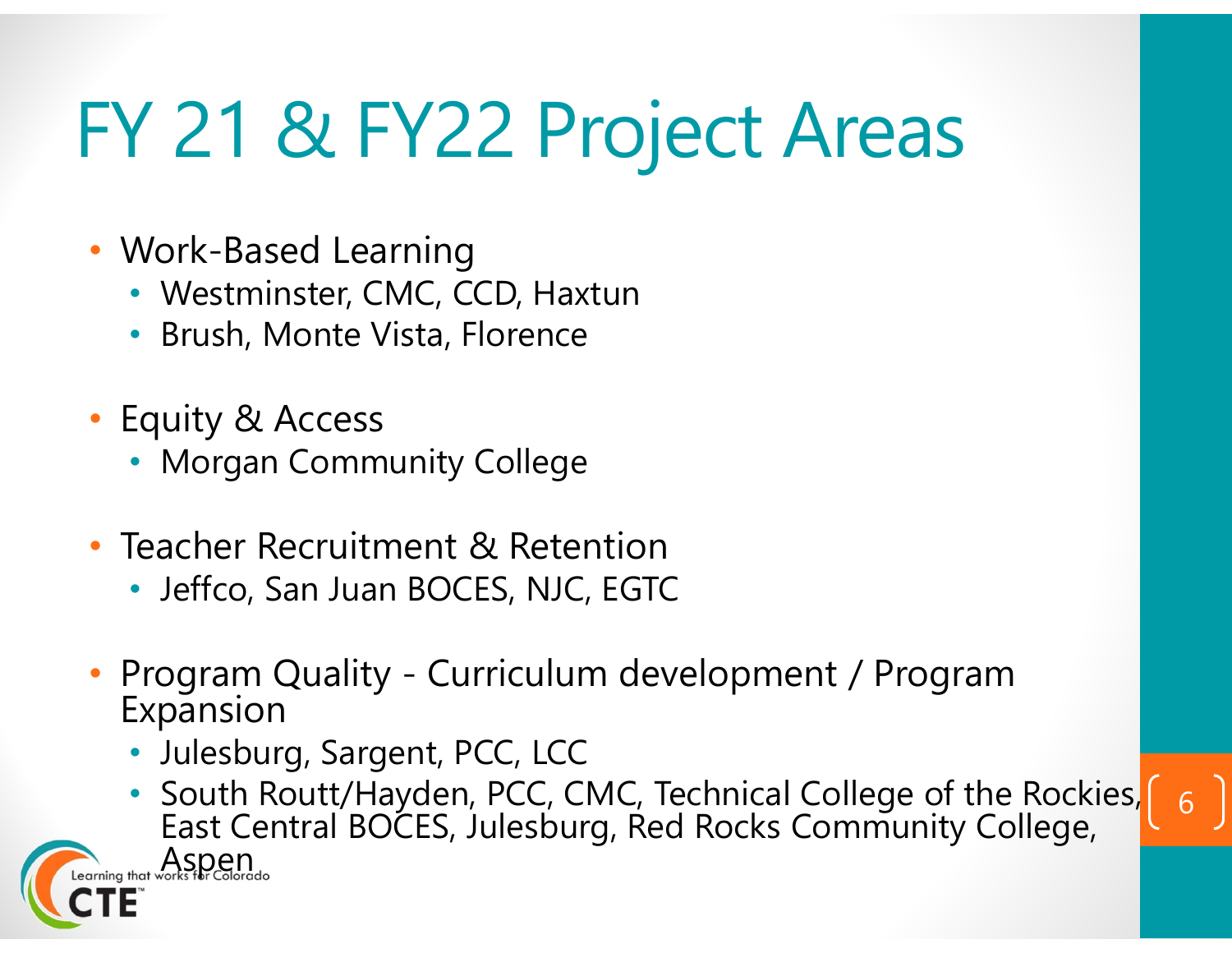# FY 21 & FY22 Project Areas

- Work-Based Learning
  - Westminster, CMC, CCD, Haxtun
  - Brush, Monte Vista, Florence
- Equity & Access
  - Morgan Community College
- Teacher Recruitment & Retention
  - Jeffco, San Juan BOCES, NJC, EGTC
- Program Quality - Curriculum development / Program Expansion
  - Julesburg, Sargent, PCC, LCC
  - South Routt/Hayden, PCC, CMC, Technical College of the Rockies, East Central BOCES, Julesburg, Red Rocks Community College, Aspen

Learning that works for Colorado CTE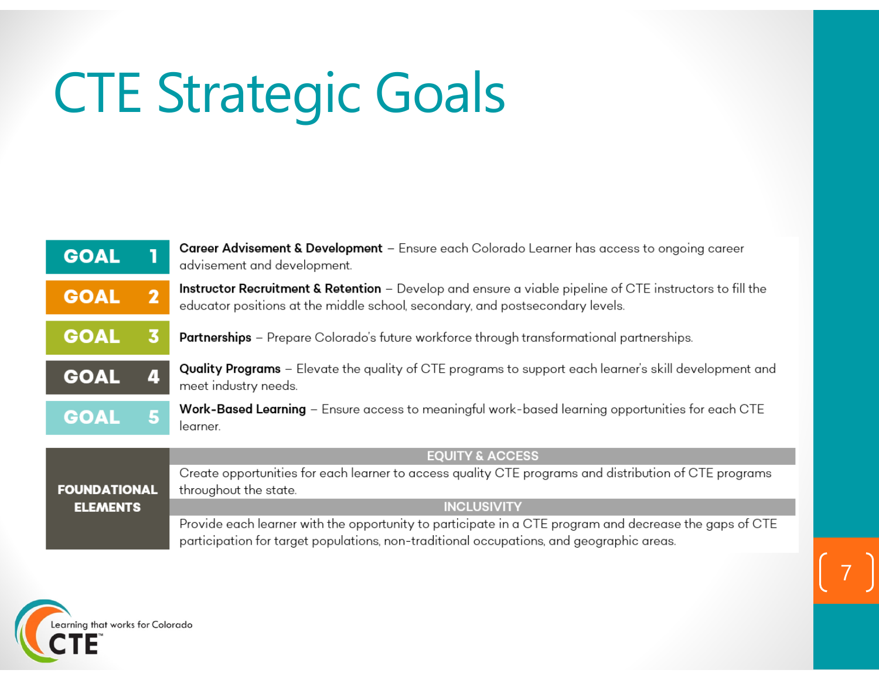# CTE Strategic Goals

| | |
|---|---|
| **GOAL 1** | **Career Advisement & Development** – Ensure each Colorado Learner has access to ongoing career advisement and development. |
| **GOAL 2** | **Instructor Recruitment & Retention** – Develop and ensure a viable pipeline of CTE instructors to fill the educator positions at the middle school, secondary, and postsecondary levels. |
| **GOAL 3** | **Partnerships** – Prepare Colorado's future workforce through transformational partnerships. |
| **GOAL 4** | **Quality Programs** – Elevate the quality of CTE programs to support each learner's skill development and meet industry needs. |
| **GOAL 5** | **Work-Based Learning** – Ensure access to meaningful work-based learning opportunities for each CTE learner. |

| FOUNDATIONAL ELEMENTS | |
|---|---|
| | **EQUITY & ACCESS** |
| | Create opportunities for each learner to access quality CTE programs and distribution of CTE programs throughout the state. |
| | **INCLUSIVITY** |
| | Provide each learner with the opportunity to participate in a CTE program and decrease the gaps of CTE participation for target populations, non-traditional occupations, and geographic areas. |

Learning that works for Colorado CTE™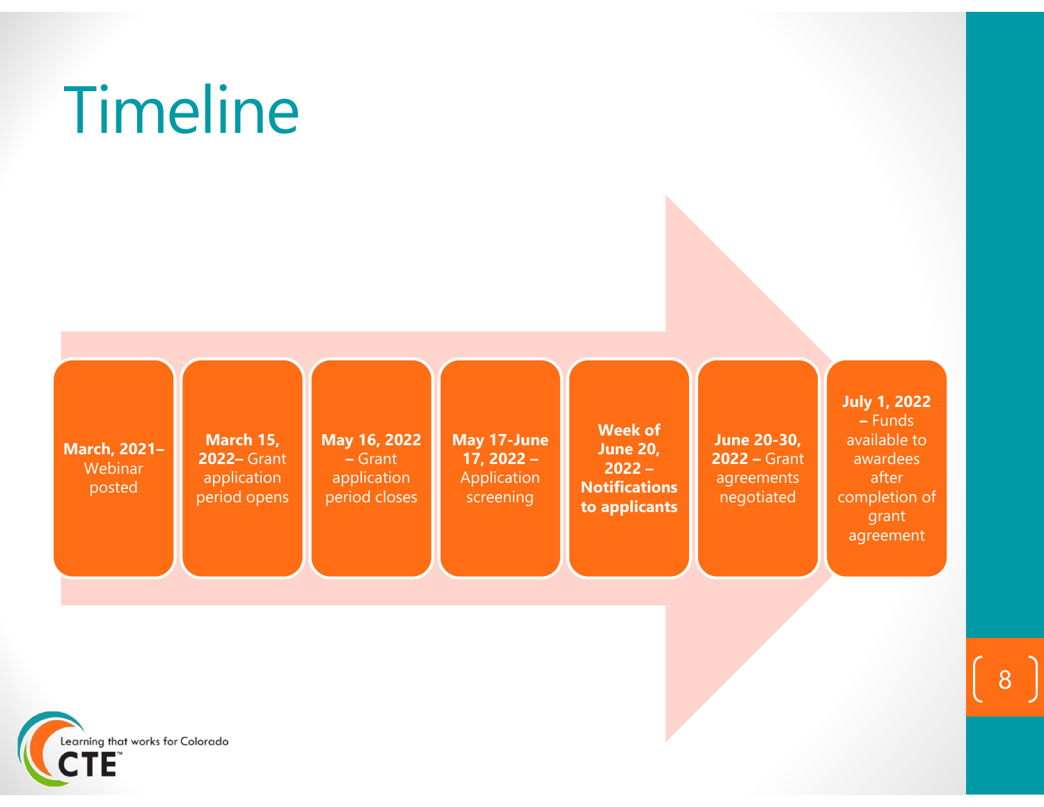# Timeline

- **March, 2021–** Webinar posted
- **March 15, 2022–** Grant application period opens
- **May 16, 2022 –** Grant application period closes
- **May 17-June 17, 2022 –** Application screening
- **Week of June 20, 2022 – Notifications to applicants**
- **June 20-30, 2022 –** Grant agreements negotiated
- **July 1, 2022 –** Funds available to awardees after completion of grant agreement

Learning that works for Colorado CTE™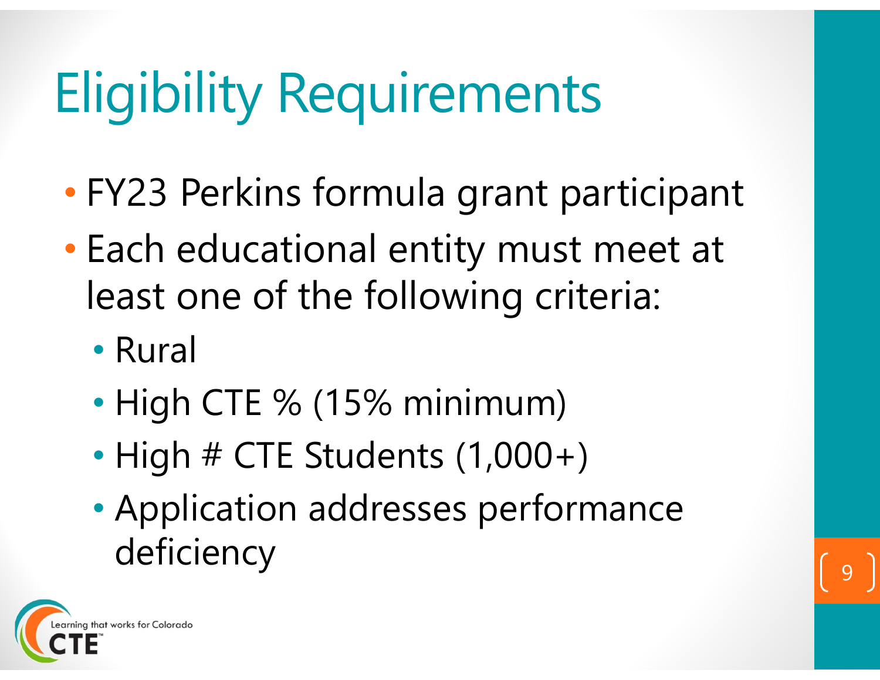# Eligibility Requirements

- FY23 Perkins formula grant participant
- Each educational entity must meet at least one of the following criteria:
  - Rural
  - High CTE % (15% minimum)
  - High # CTE Students (1,000+)
  - Application addresses performance deficiency

Learning that works for Colorado CTE™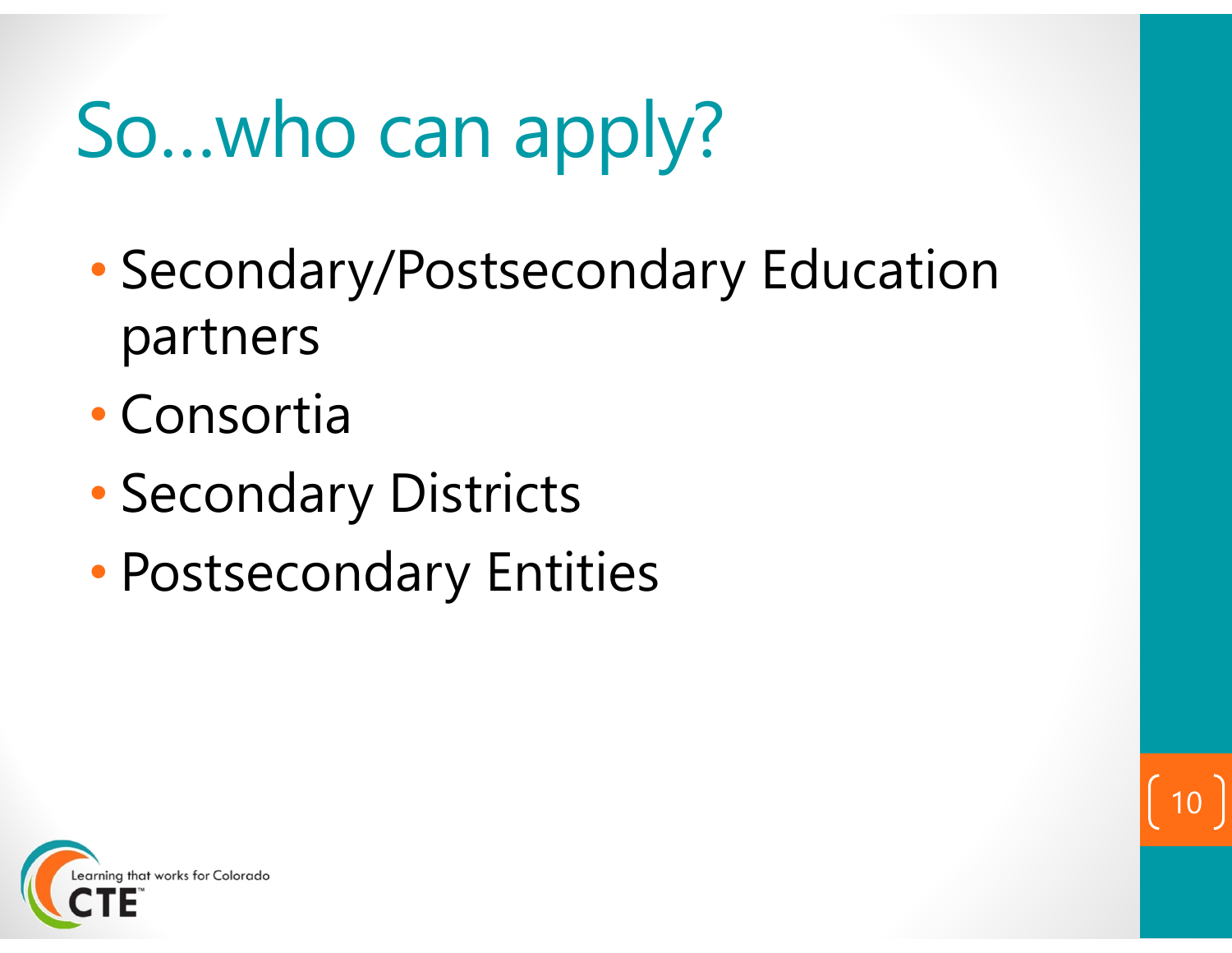# So…who can apply?

- Secondary/Postsecondary Education partners
- Consortia
- Secondary Districts
- Postsecondary Entities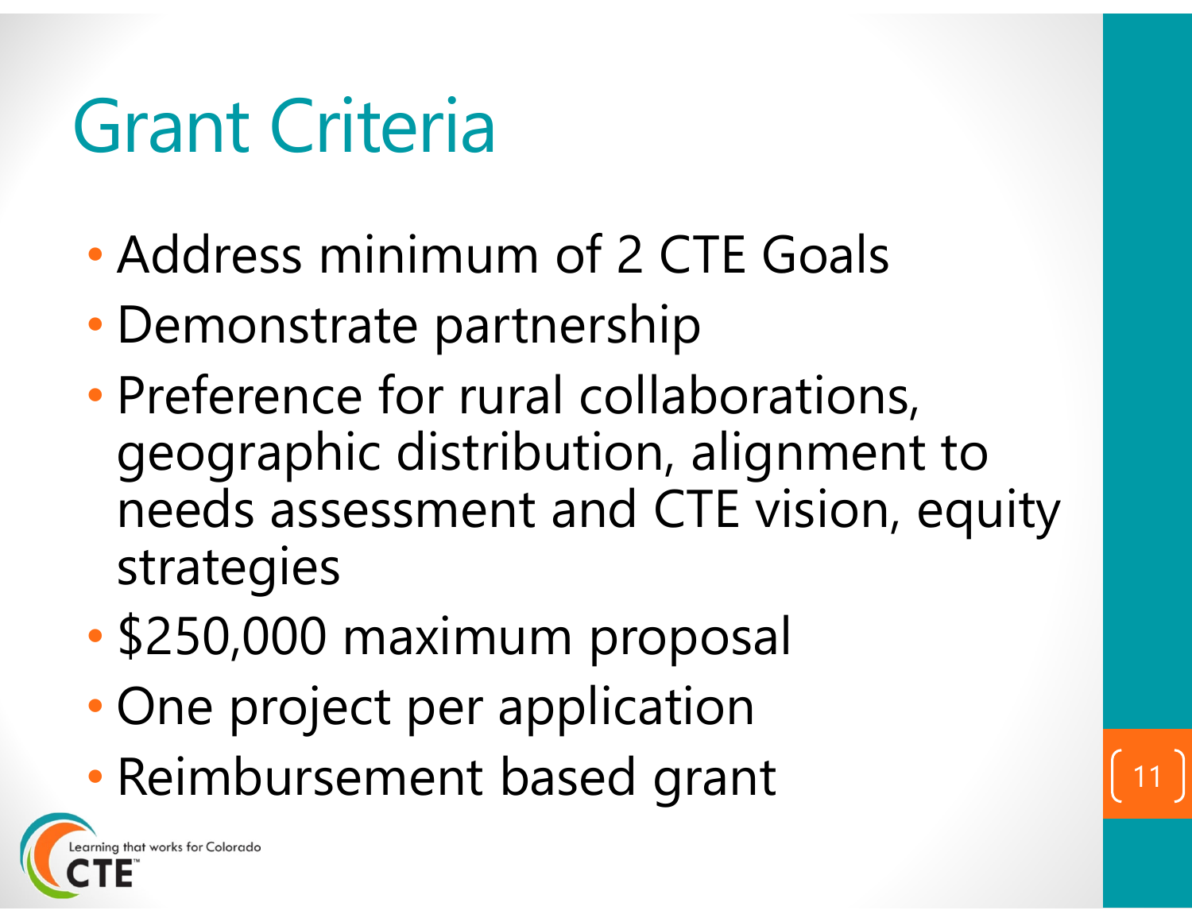# Grant Criteria

- Address minimum of 2 CTE Goals
- Demonstrate partnership
- Preference for rural collaborations, geographic distribution, alignment to needs assessment and CTE vision, equity strategies
- $250,000 maximum proposal
- One project per application
- Reimbursement based grant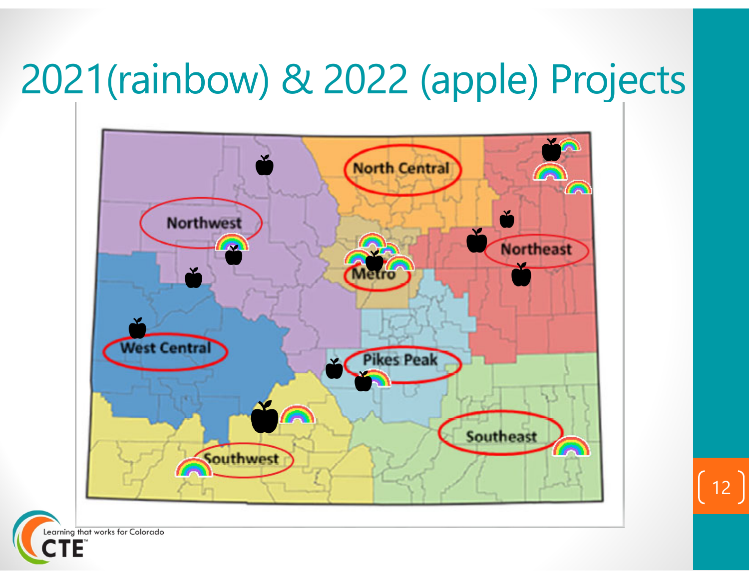# 2021(rainbow) & 2022 (apple) Projects

North Central

Northwest

Northeast

Metro

West Central

Pikes Peak

Southeast

Southwest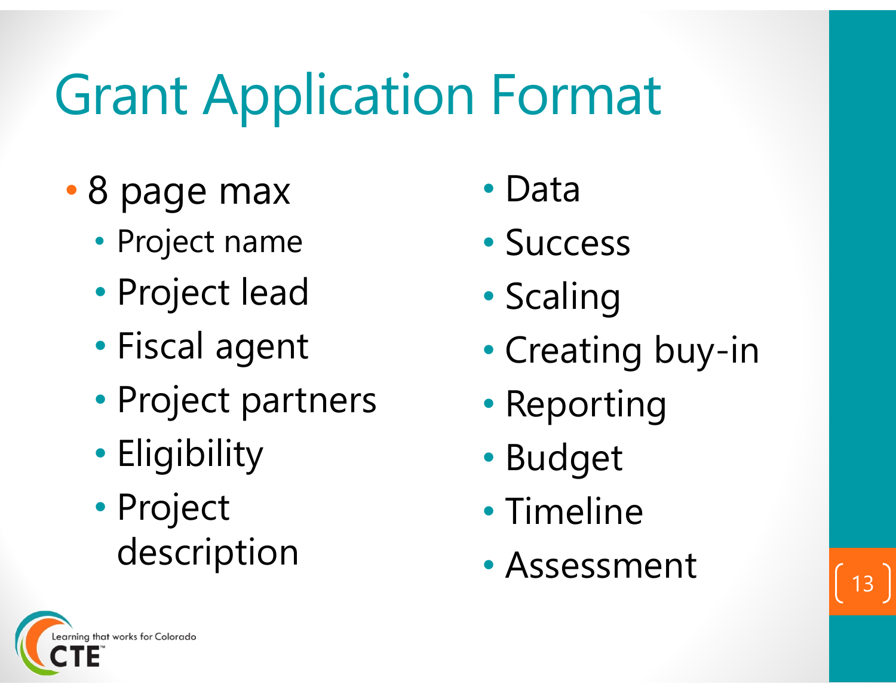# Grant Application Format

- 8 page max
  - Project name
  - Project lead
  - Fiscal agent
  - Project partners
  - Eligibility
  - Project description
- Data
- Success
- Scaling
- Creating buy-in
- Reporting
- Budget
- Timeline
- Assessment

Learning that works for Colorado CTE™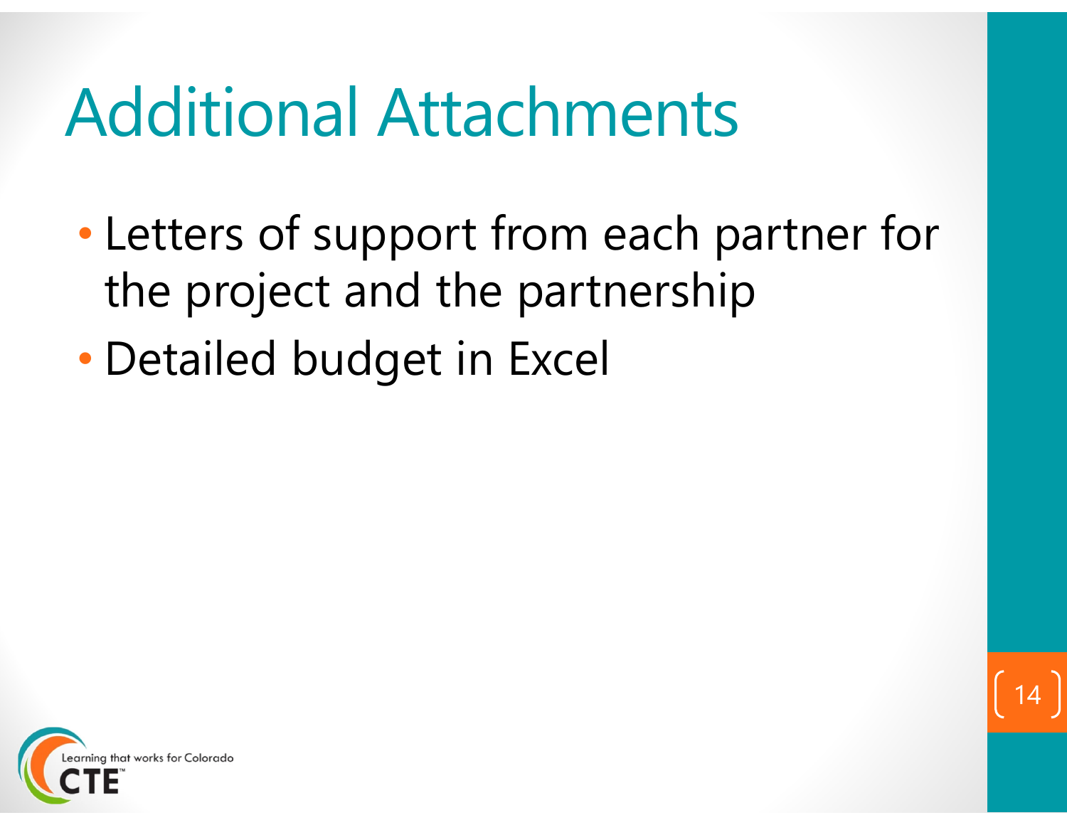# Additional Attachments

- Letters of support from each partner for the project and the partnership
- Detailed budget in Excel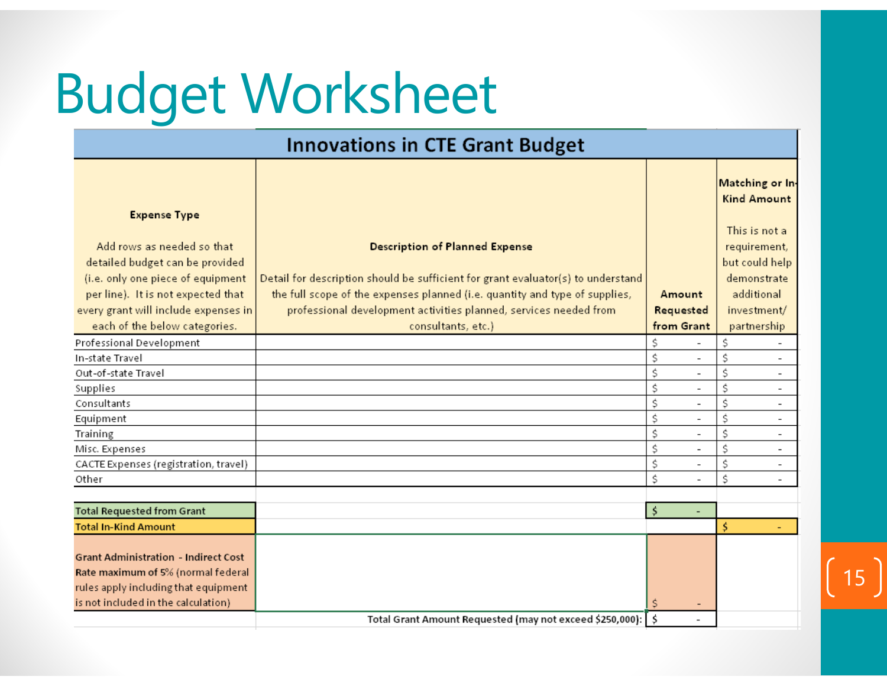# Budget Worksheet

| Innovations in CTE Grant Budget | | | |
|---|---|---|---|
| **Expense Type**<br><br>Add rows as needed so that detailed budget can be provided (i.e. only one piece of equipment per line). It is not expected that every grant will include expenses in each of the below categories. | **Description of Planned Expense**<br><br>Detail for description should be sufficient for grant evaluator(s) to understand the full scope of the expenses planned (i.e. quantity and type of supplies, professional development activities planned, services needed from consultants, etc.) | **Amount Requested from Grant** | **Matching or In-Kind Amount**<br><br>This is not a requirement, but could help demonstrate additional investment/ partnership |
| Professional Development | | $ - | $ - |
| In-state Travel | | $ - | $ - |
| Out-of-state Travel | | $ - | $ - |
| Supplies | | $ - | $ - |
| Consultants | | $ - | $ - |
| Equipment | | $ - | $ - |
| Training | | $ - | $ - |
| Misc. Expenses | | $ - | $ - |
| CACTE Expenses (registration, travel) | | $ - | $ - |
| Other | | $ - | $ - |
| | | | |
| **Total Requested from Grant** | | $ - | |
| **Total In-Kind Amount** | | | $ - |
| **Grant Administration - Indirect Cost Rate maximum of 5%** (normal federal rules apply including that equipment is not included in the calculation) | | $ - | |
| | Total Grant Amount Requested (may not exceed $250,000): | $ - | |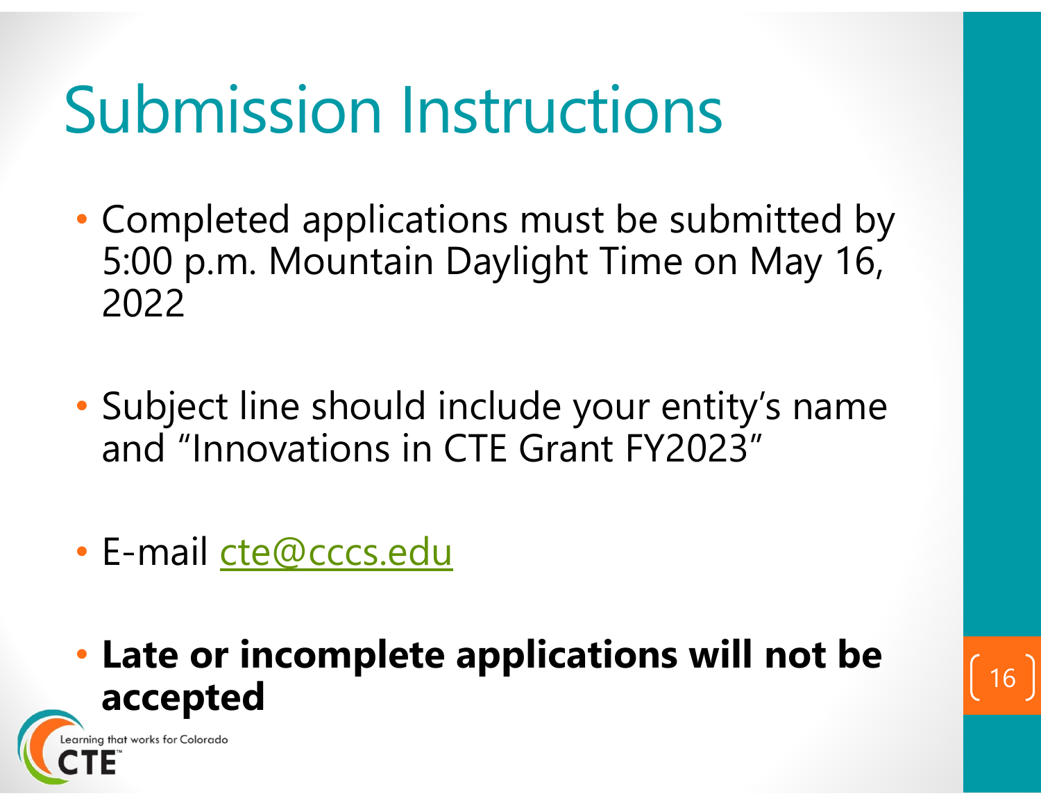# Submission Instructions

- Completed applications must be submitted by 5:00 p.m. Mountain Daylight Time on May 16, 2022
- Subject line should include your entity's name and "Innovations in CTE Grant FY2023"
- E-mail cte@cccs.edu
- **Late or incomplete applications will not be accepted**

Learning that works for Colorado CTE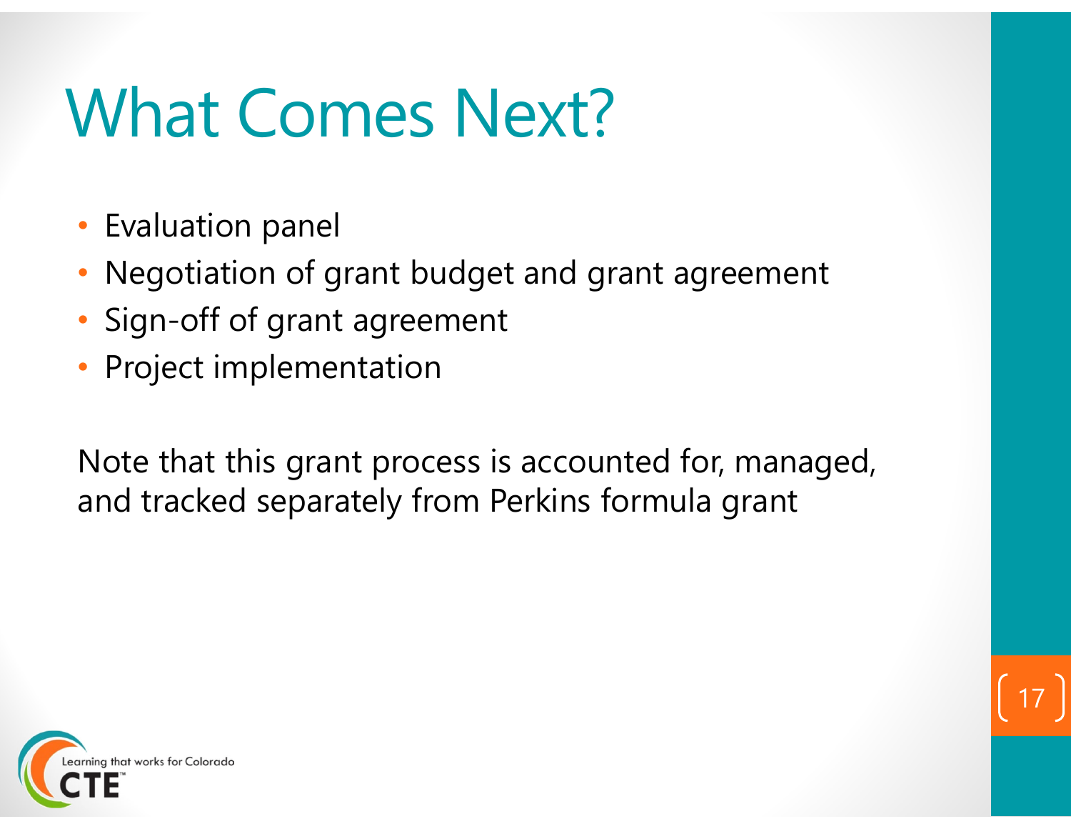# What Comes Next?

- Evaluation panel
- Negotiation of grant budget and grant agreement
- Sign-off of grant agreement
- Project implementation

Note that this grant process is accounted for, managed, and tracked separately from Perkins formula grant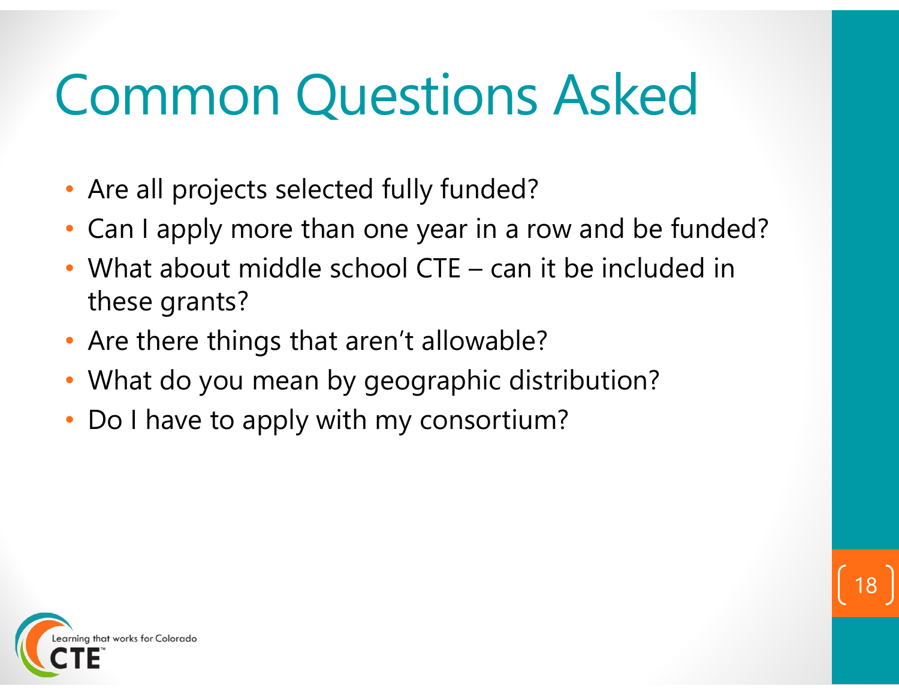# Common Questions Asked

- Are all projects selected fully funded?
- Can I apply more than one year in a row and be funded?
- What about middle school CTE – can it be included in these grants?
- Are there things that aren't allowable?
- What do you mean by geographic distribution?
- Do I have to apply with my consortium?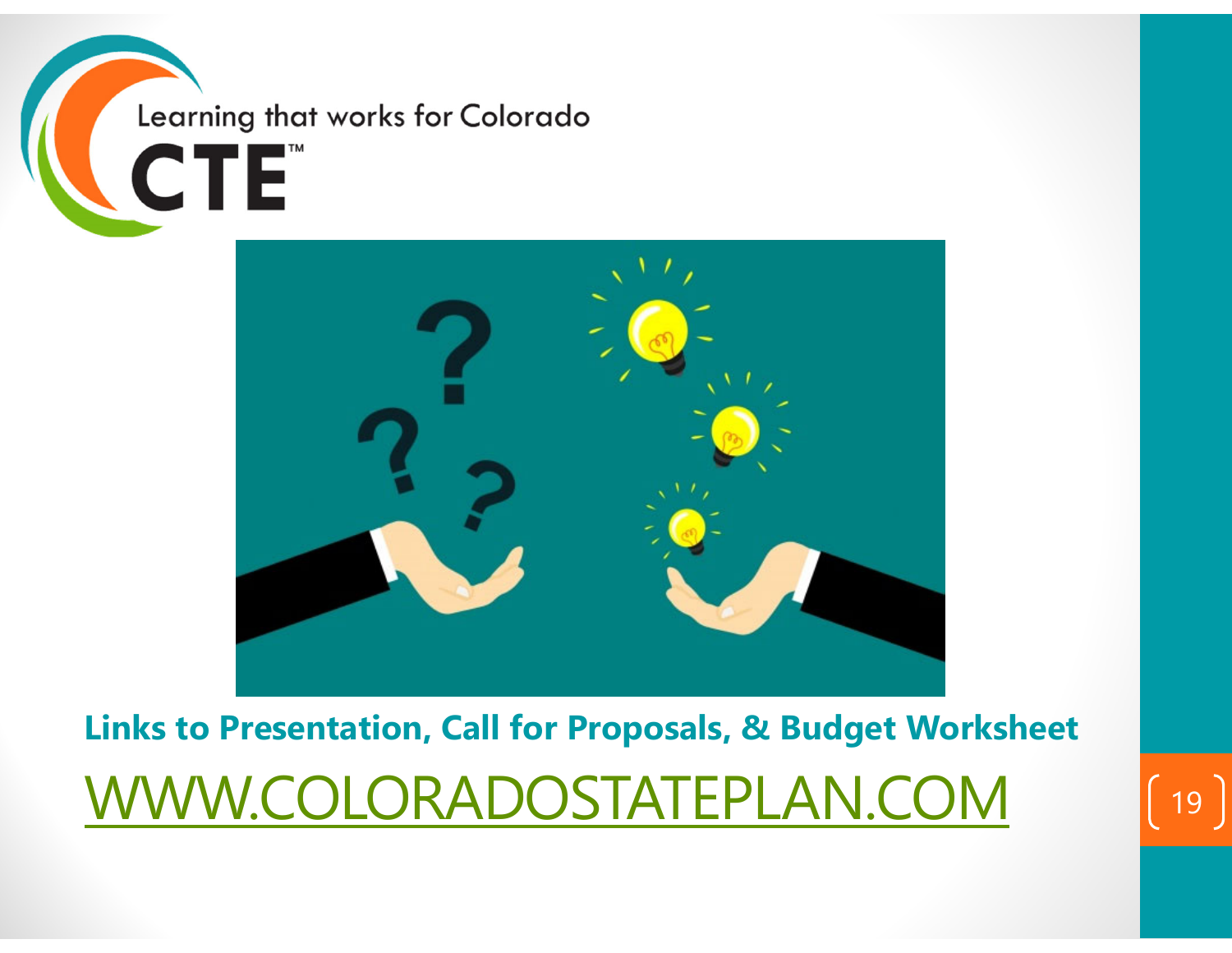Learning that works for Colorado

CTE™

**Links to Presentation, Call for Proposals, & Budget Worksheet**

WWW.COLORADOSTATEPLAN.COM